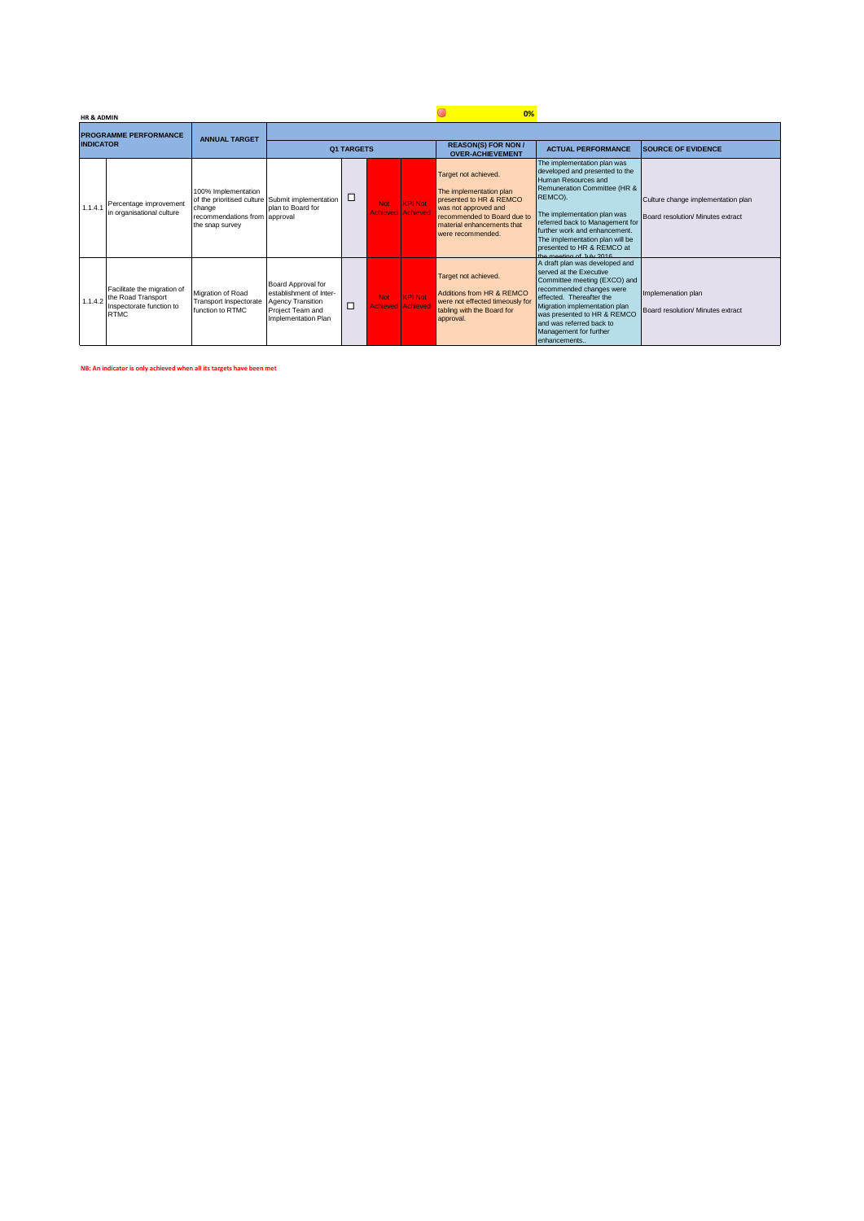**HR & ADMIN**

0%

| PROGRAMME PERFORMANCE INDICATOR | | ANNUAL TARGET | Q1 TARGETS | | | | REASON(S) FOR NON / OVER-ACHIEVEMENT | ACTUAL PERFORMANCE | SOURCE OF EVIDENCE |
|---|---|---|---|---|---|---|---|---|---|
| 1.1.4.1 | Percentage improvement in organisational culture | 100% Implementation of the prioritised culture change recommendations from the snap survey | Submit implementation plan to Board for approval | ☐ | Not Achieved | KPI Not Achieved | Target not achieved.<br><br>The implementation plan presented to HR & REMCO was not approved and recommended to Board due to material enhancements that were recommended. | The implementation plan was developed and presented to the Human Resources and Remuneration Committee (HR & REMCO).<br><br>The implementation plan was referred back to Management for further work and enhancement. The implementation plan will be presented to HR & REMCO at the meeting of July 2016 | Culture change implementation plan<br><br>Board resolution/ Minutes extract |
| 1.1.4.2 | Facilitate the migration of the Road Transport Inspectorate function to RTMC | Migration of Road Transport Inspectorate function to RTMC | Board Approval for establishment of Inter-Agency Transition Project Team and Implementation Plan | ☐ | Not Achieved | KPI Not Achieved | Target not achieved.<br><br>Additions from HR & REMCO were not effected timeously for tabling with the Board for approval. | A draft plan was developed and served at the Executive Committee meeting (EXCO) and recommended changes were effected. Thereafter the Migration implementation plan was presented to HR & REMCO and was referred back to Management for further enhancements.. | Implemenation plan<br><br>Board resolution/ Minutes extract |

**NB: An indicator is only achieved when all its targets have been met**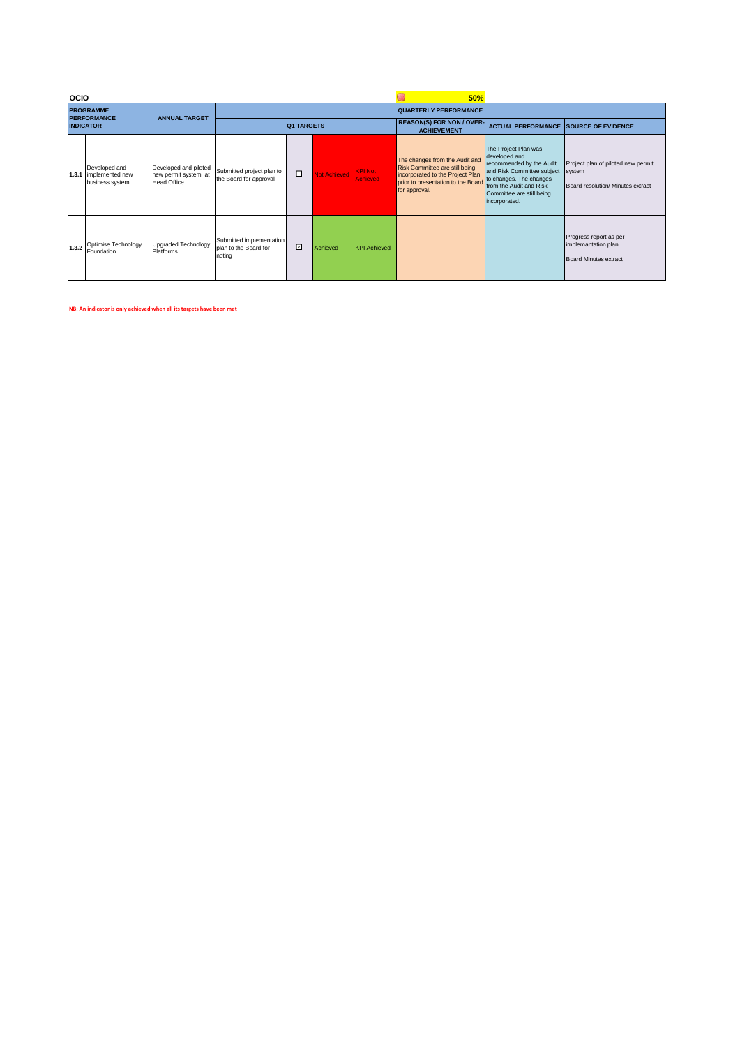**OCIO** 50%

| PROGRAMME PERFORMANCE INDICATOR | | ANNUAL TARGET | QUARTERLY PERFORMANCE | | | | | | |
|---|---|---|---|---|---|---|---|---|---|
| | | | Q1 TARGETS | | | | REASON(S) FOR NON / OVER-ACHIEVEMENT | ACTUAL PERFORMANCE | SOURCE OF EVIDENCE |
| 1.3.1 | Developed and implemented new business system | Developed and piloted new permit system at Head Office | Submitted project plan to the Board for approval | ☐ | Not Achieved | KPI Not Achieved | The changes from the Audit and Risk Committee are still being incorporated to the Project Plan prior to presentation to the Board for approval. | The Project Plan was developed and recommended by the Audit and Risk Committee subject to changes. The changes from the Audit and Risk Committee are still being incorporated. | Project plan of piloted new permit system<br><br>Board resolution/ Minutes extract |
| 1.3.2 | Optimise Technology Foundation | Upgraded Technology Platforms | Submitted implementation plan to the Board for noting | ☑ | Achieved | KPI Achieved | | | Progress report as per implementation plan<br><br>Board Minutes extract |

NB: An indicator is only achieved when all its targets have been met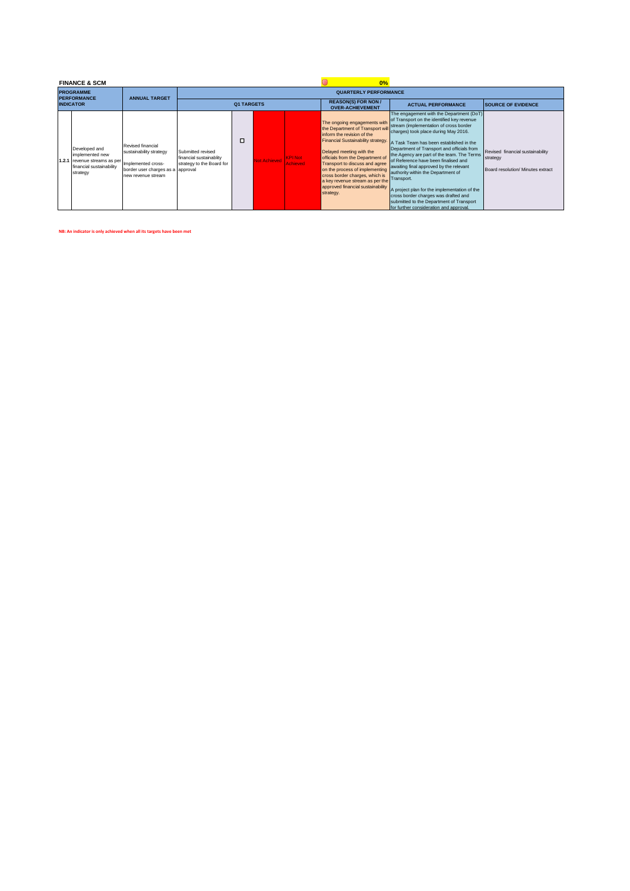**FINANCE & SCM** 0%

| PROGRAMME PERFORMANCE INDICATOR | | ANNUAL TARGET | QUARTERLY PERFORMANCE | | | | | | |
|---|---|---|---|---|---|---|---|---|---|
| | | | Q1 TARGETS | | | | REASON(S) FOR NON / OVER-ACHIEVEMENT | ACTUAL PERFORMANCE | SOURCE OF EVIDENCE |
| 1.2.1 | Developed and implemented new revenue streams as per financial sustainability strategy | Revised financial sustainability strategy<br><br>Implemented cross-border user charges as a new revenue stream | Submitted revised financial sustainability strategy to the Board for approval | ☐ | Not Achieved | KPI Not Achieved | The ongoing engagements with the Department of Transport will inform the revision of the Financial Sustainability strategy.<br><br>Delayed meeting with the officials from the Department of Transport to discuss and agree on the process of implementing cross border charges, which is a key revenue stream as per the approved financial sustainability strategy. | The engagement with the Department (DoT) of Transport on the identified key revenue stream (implementation of cross border charges) took place during May 2016.<br><br>A Task Team has been established in the Department of Transport and officials from the Agency are part of the team. The Terms of Reference have been finalised and awaiting final approved by the relevant authority within the Department of Transport.<br><br>A project plan for the implementation of the cross border charges was drafted and submitted to the Department of Transport for further consideration and approval. | Revised financial sustainability strategy<br><br>Board resolution/ Minutes extract |

NB: An indicator is only achieved when all its targets have been met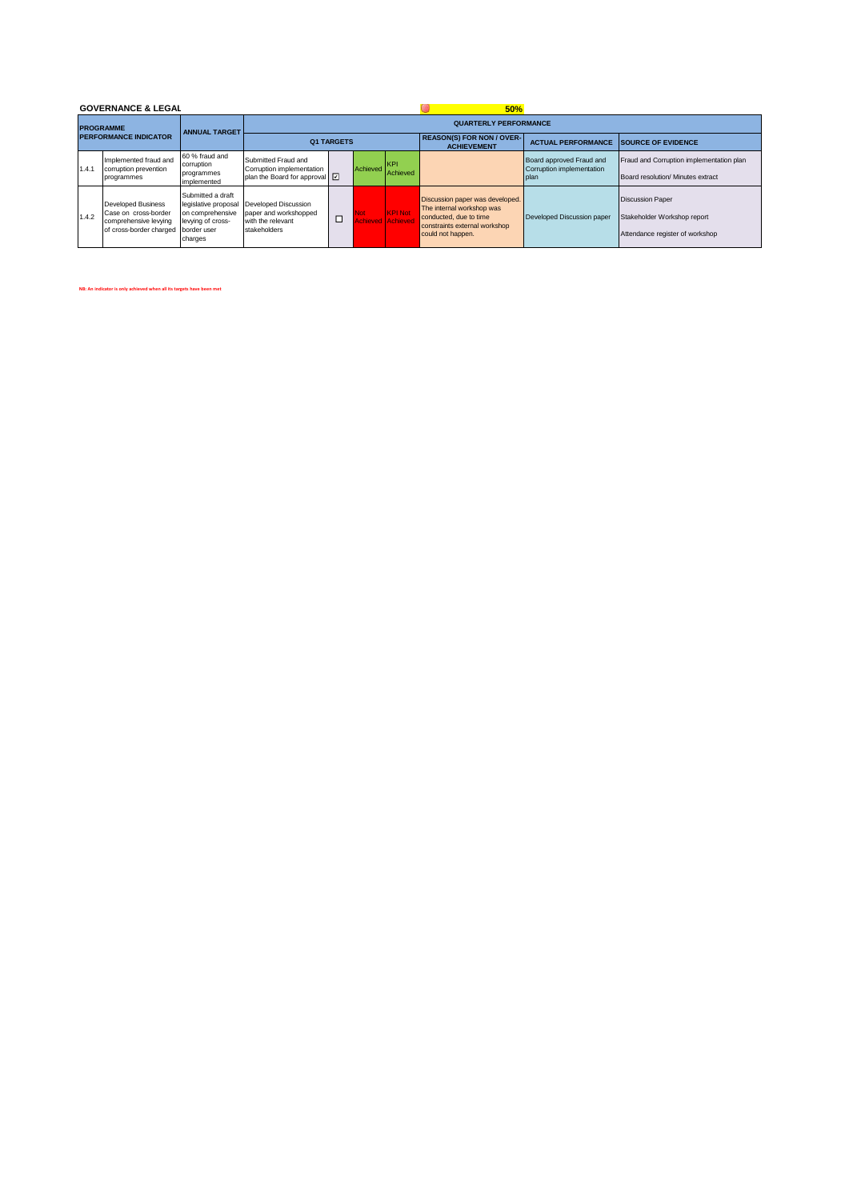**GOVERNANCE & LEGAL** 50%

| PROGRAMME PERFORMANCE INDICATOR | | ANNUAL TARGET | QUARTERLY PERFORMANCE | | | | | | |
|---|---|---|---|---|---|---|---|---|---|
| | | | Q1 TARGETS | | | | REASON(S) FOR NON / OVER-ACHIEVEMENT | ACTUAL PERFORMANCE | SOURCE OF EVIDENCE |
| 1.4.1 | Implemented fraud and corruption prevention programmes | 60 % fraud and corruption programmes implemented | Submitted Fraud and Corruption implementation plan the Board for approval | ☑ | Achieved | KPI Achieved | | Board approved Fraud and Corruption implementation plan | Fraud and Corruption implementation plan<br>Board resolution/ Minutes extract |
| 1.4.2 | Developed Business Case on cross-border comprehensive levying of cross-border charged | Submitted a draft legislative proposal on comprehensive levying of cross-border user charges | Developed Discussion paper and workshopped with the relevant stakeholders | ☐ | Not Achieved | KPI Not Achieved | Discussion paper was developed. The internal workshop was conducted, due to time constraints external workshop could not happen. | Developed Discussion paper | Discussion Paper<br>Stakeholder Workshop report<br>Attendance register of workshop |

NB: An indicator is only achieved when all its targets have been met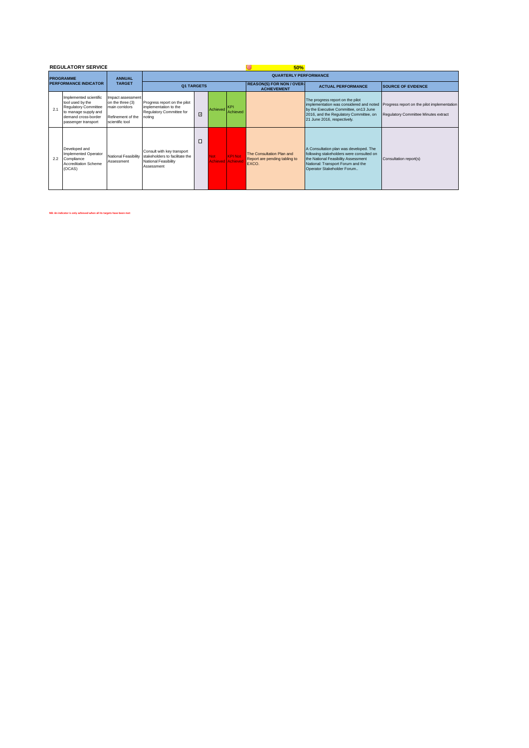**REGULATORY SERVICE**

**50%**

| PROGRAMME PERFORMANCE INDICATOR | | ANNUAL TARGET | QUARTERLY PERFORMANCE | | | | | | |
|---|---|---|---|---|---|---|---|---|---|
| | | | Q1 TARGETS | | | | REASON(S) FOR NON / OVER-ACHIEVEMENT | ACTUAL PERFORMANCE | SOURCE OF EVIDENCE |
| 2.1 | Implemented scientific tool used by the Regulatory Committee to manage supply and demand cross-border passenger transport | Impact assessment on the three (3) main corridors<br>Refinement of the scientific tool | Progress report on the pilot implementation to the Regulatory Committee for noting | ☑ | Achieved | KPI Achieved | | The progress report on the pilot implementation was considered and noted by the Executive Committee, on13 June 2016, and the Regulatory Committee, on 21 June 2016, respectively. | Progress report on the pilot implementation<br>Regulatory Committee Minutes extract |
| 2.2 | Developed and Implemented Operator Compliance Accreditation Scheme (OCAS) | National Feasibility Assessment | Consult with key transport stakeholders to facilitate the National Feasibility Assessment | ☐ | Not Achieved | KPI Not Achieved | The Consultation Plan and Report are pending tabling to EXCO. | A Consultation plan was developed. The following stakeholders were consulted on the National Feasibility Assessment National: Transport Forum and the Operator Stakeholder Forum.. | Consultation report(s) |

NB: An indicator is only achieved when all its targets have been met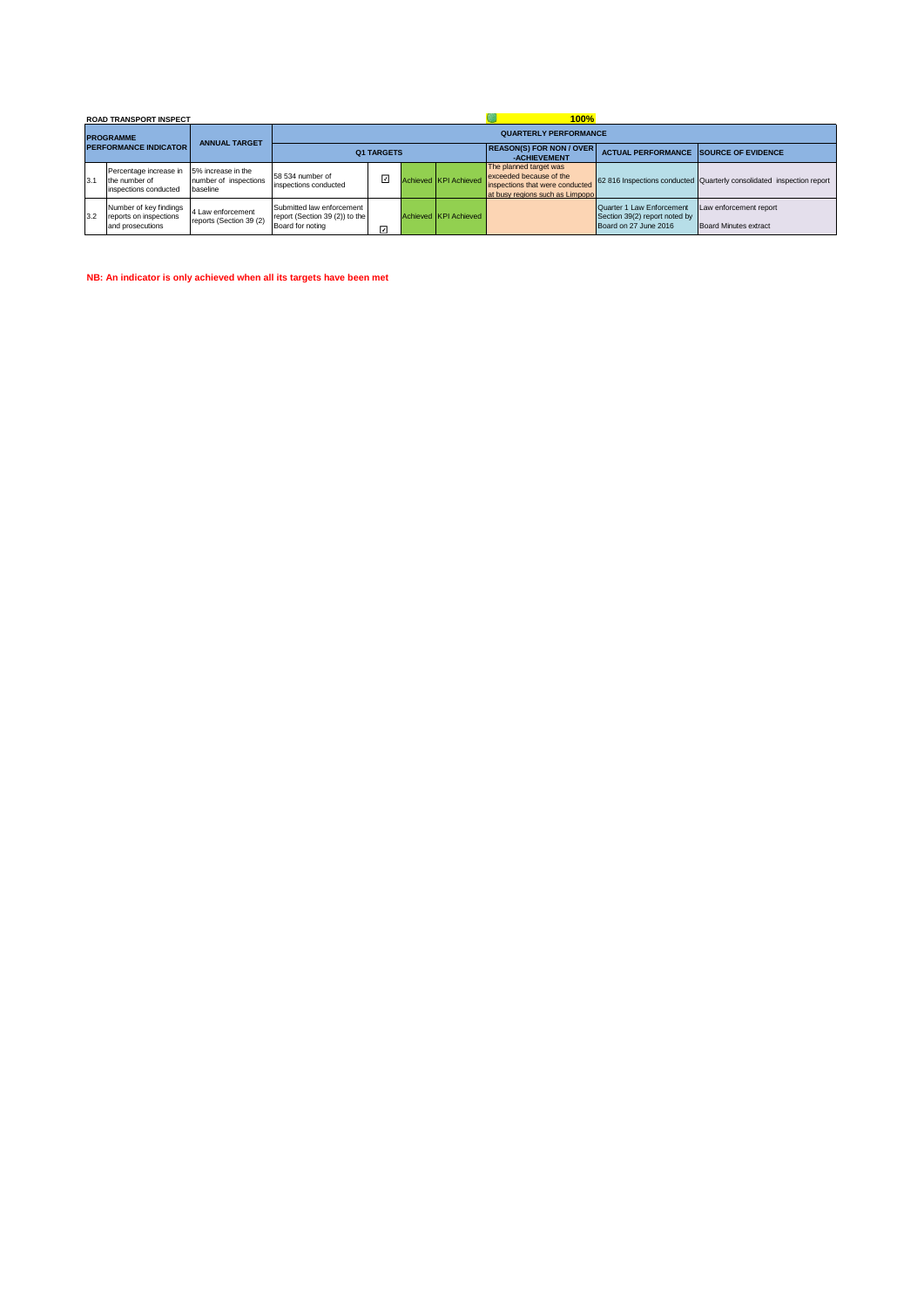**ROAD TRANSPORT INSPECT** 100%

| PROGRAMME PERFORMANCE INDICATOR | | ANNUAL TARGET | QUARTERLY PERFORMANCE | | | | | | |
|---|---|---|---|---|---|---|---|---|---|
| | | | Q1 TARGETS | | | | REASON(S) FOR NON / OVER -ACHIEVEMENT | ACTUAL PERFORMANCE | SOURCE OF EVIDENCE |
| 3.1 | Percentage increase in the number of inspections conducted | 5% increase in the number of inspections baseline | 58 534 number of inspections conducted | ☑ | Achieved | KPI Achieved | The planned target was exceeded because of the inspections that were conducted at busy regions such as Limpopo | 62 816 Inspections conducted | Quarterly consolidated inspection report |
| 3.2 | Number of key findings reports on inspections and prosecutions | 4 Law enforcement reports (Section 39 (2) | Submitted law enforcement report (Section 39 (2)) to the Board for noting | ☑ | Achieved | KPI Achieved | | Quarter 1 Law Enforcement Section 39(2) report noted by Board on 27 June 2016 | Law enforcement report<br>Board Minutes extract |

**NB: An indicator is only achieved when all its targets have been met**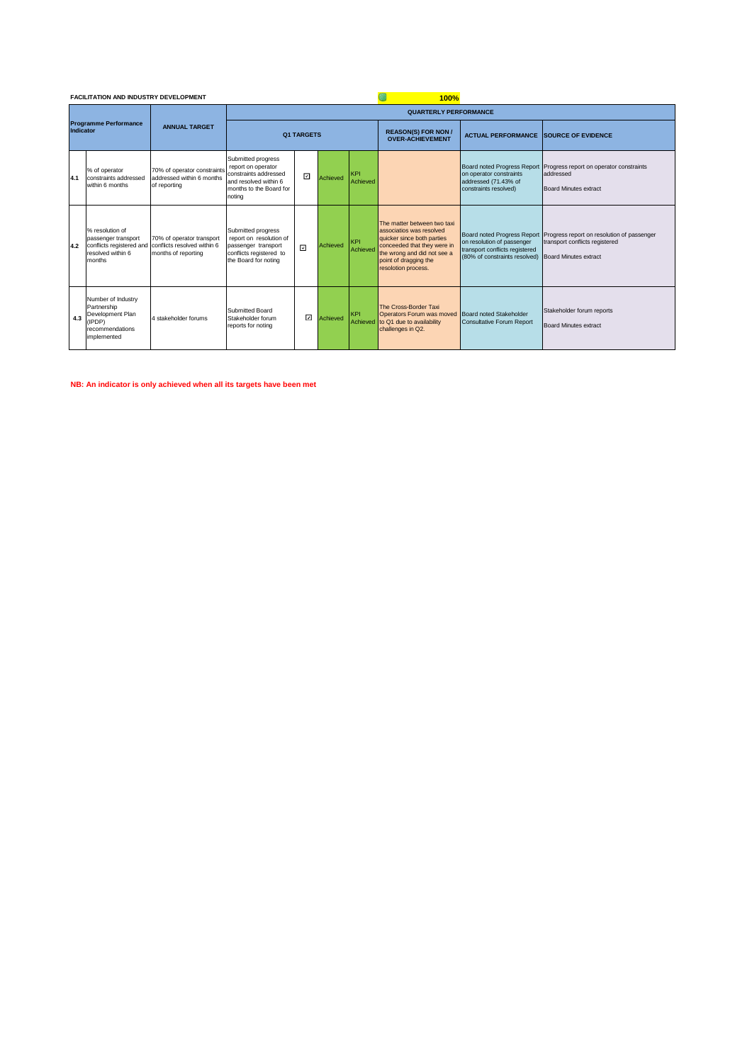**FACILITATION AND INDUSTRY DEVELOPMENT** 100%

| Programme Performance Indicator | | ANNUAL TARGET | QUARTERLY PERFORMANCE | | | | | | |
|---|---|---|---|---|---|---|---|---|---|
| | | | Q1 TARGETS | | | | REASON(S) FOR NON / OVER-ACHIEVEMENT | ACTUAL PERFORMANCE | SOURCE OF EVIDENCE |
| 4.1 | % of operator constraints addressed within 6 months | 70% of operator constraints addressed within 6 months of reporting | Submitted progress report on operator constraints addressed and resolved within 6 months to the Board for noting | ☑ | Achieved | KPI Achieved | | Board noted Progress Report on operator constraints addressed (71.43% of constraints resolved) | Progress report on operator constraints addressed<br>Board Minutes extract |
| 4.2 | % resolution of passenger transport conflicts registered and resolved within 6 months | 70% of operator transport conflicts resolved within 6 months of reporting | Submitted progress report on resolution of passenger transport conflicts registered to the Board for noting | ☑ | Achieved | KPI Achieved | The matter between two taxi associatios was resolved quicker since both parties conceeded that they were in the wrong and did not see a point of dragging the resolotion process. | Board noted Progress Report on resolution of passenger transport conflicts registered (80% of constraints resolved) | Progress report on resolution of passenger transport conflicts registered<br>Board Minutes extract |
| 4.3 | Number of Industry Partnership Development Plan (IPDP) recommendations implemented | 4 stakeholder forums | Submitted Board Stakeholder forum reports for noting | ☑ | Achieved | KPI Achieved | The Cross-Border Taxi Operators Forum was moved to Q1 due to availability challenges in Q2. | Board noted Stakeholder Consultative Forum Report | Stakeholder forum reports<br>Board Minutes extract |

**NB: An indicator is only achieved when all its targets have been met**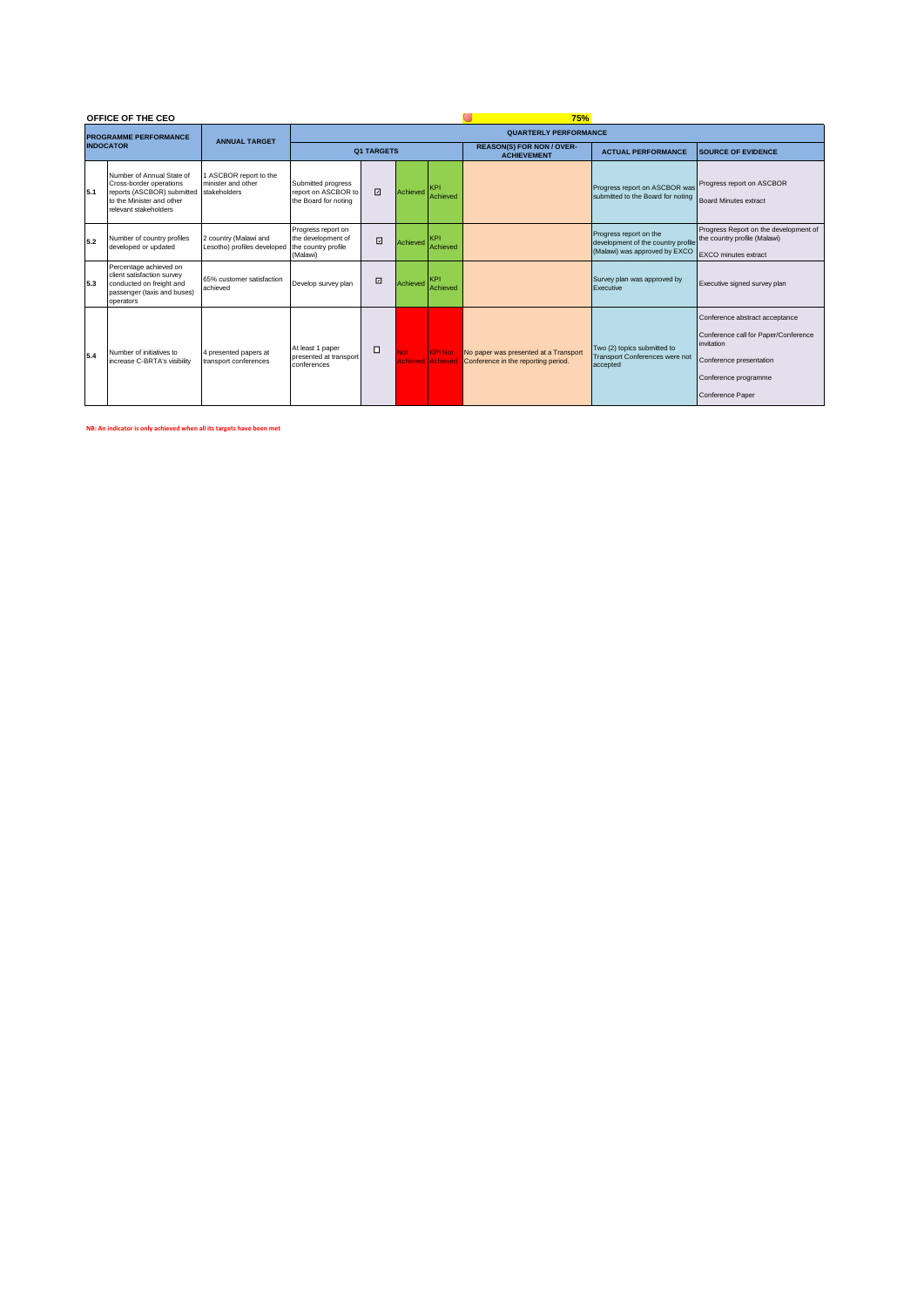**OFFICE OF THE CEO** **75%**

| PROGRAMME PERFORMANCE INDOCATOR | | ANNUAL TARGET | QUARTERLY PERFORMANCE | | | | | | |
|---|---|---|---|---|---|---|---|---|---|
| | | | Q1 TARGETS | | | | REASON(S) FOR NON / OVER-ACHIEVEMENT | ACTUAL PERFORMANCE | SOURCE OF EVIDENCE |
| 5.1 | Number of Annual State of Cross-border operations reports (ASCBOR) submitted to the Minister and other relevant stakeholders | 1 ASCBOR report to the minister and other stakeholders | Submitted progress report on ASCBOR to the Board for noting | ☑ | Achieved | KPI Achieved | | Progress report on ASCBOR was submitted to the Board for noting | Progress report on ASCBOR<br>Board Minutes extract |
| 5.2 | Number of country profiles developed or updated | 2 country (Malawi and Lesotho) profiles developed | Progress report on the development of the country profile (Malawi) | ☑ | Achieved | KPI Achieved | | Progress report on the development of the country profile (Malawi) was approved by EXCO | Progress Report on the development of the country profile (Malawi)<br>EXCO minutes extract |
| 5.3 | Percentage achieved on client satisfaction survey conducted on freight and passenger (taxis and buses) operators | 65% customer satisfaction achieved | Develop survey plan | ☑ | Achieved | KPI Achieved | | Survey plan was approved by Executive | Executive signed survey plan |
| 5.4 | Number of initiatives to increase C-BRTA's visibility | 4 presented papers at transport conferences | At least 1 paper presented at transport conferences | ☐ | Not Achieved | KPI Not Achieved | No paper was presented at a Transport Conference in the reporting period. | Two (2) topics submitted to Transport Conferences were not accepted | Conference abstract acceptance<br>Conference call for Paper/Conference invitation<br>Conference presentation<br>Conference programme<br>Conference Paper |

**NB: An indicator is only achieved when all its targets have been met**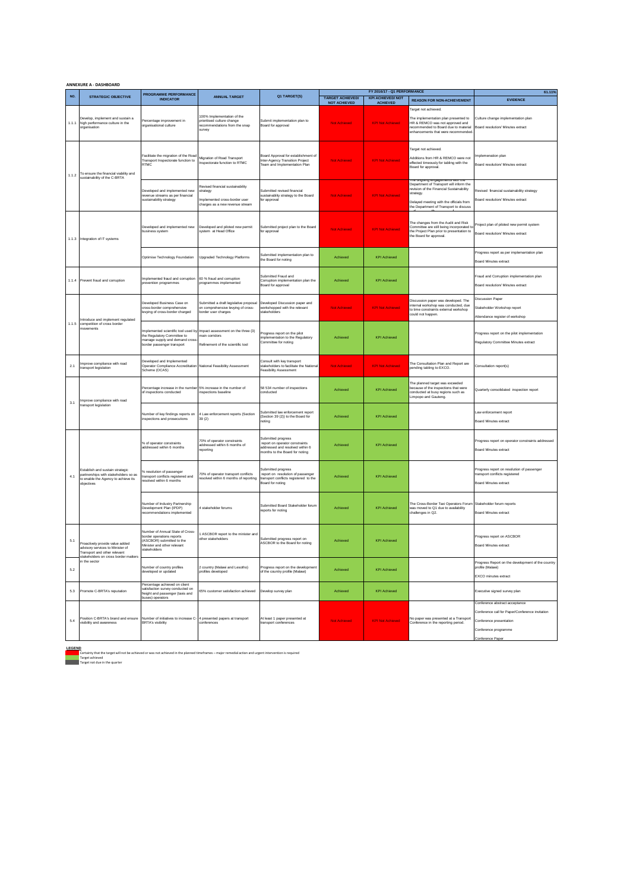**ANNEXURE A - DASHBOARD**

| NO. | STRATEGIC OBJECTIVE | PROGRAMME PERFORMANCE INDICATOR | ANNUAL TARGET | Q1 TARGET(S) | FY 2016/17 - Q1 PERFORMANCE | | | 61.11% |
|---|---|---|---|---|---|---|---|---|
| | | | | | TARGET ACHIEVED/ NOT ACHIEVED | KPI ACHIEVED/ NOT ACHIEVED | REASON FOR NON-ACHIEVEMENT | EVIDENCE |
| 1.1.1 | Develop, implement and sustain a high performance culture in the organisation | Percentage improvement in organisational culture | 100% Implementation of the prioritised culture change recommendations from the snap survey | Submit implementation plan to Board for approval | Not Achieved | KPI Not Achieved | Target not achieved.<br><br>The implementation plan presented to HR & REMCO was not approved and recommended to Board due to material enhancements that were recommended. | Culture change implementation plan<br><br>Board resolution/ Minutes extract |
| 1.1.2 | To ensure the financial viability and sustainability of the C-BRTA | Facilitate the migration of the Road Transport Inspectorate function to RTMC | Migration of Road Transport Inspectorate function to RTMC | Board Approval for establishment of Inter-Agency Transition Project Team and Implementation Plan | Not Achieved | KPI Not Achieved | Target not achieved.<br><br>Additions from HR & REMCO were not effected timeously for tabling with the Board for approval. | Implemenation plan<br><br>Board resolution/ Minutes extract |
| | | Developed and implemented new revenue streams as per financial sustainability strategy | Revised financial sustainability strategy<br><br>Implemented cross-border user charges as a new revenue stream | Submitted revised financial sustainability strategy to the Board for approval | Not Achieved | KPI Not Achieved | The ongoing engagements with the Department of Transport will inform the revision of the Financial Sustainability strategy.<br><br>Delayed meeting with the officials from the Department of Transport to discuss | Revised financial sustainability strategy<br><br>Board resolution/ Minutes extract |
| 1.1.3 | Integration of IT systems | Developed and implemented new business system | Developed and piloted new permit system at Head Office | Submitted project plan to the Board for approval | Not Achieved | KPI Not Achieved | The changes from the Audit and Risk Committee are still being incorporated to the Project Plan prior to presentation to the Board for approval. | Project plan of piloted new permit system<br><br>Board resolution/ Minutes extract |
| | | Optimise Technology Foundation | Upgraded Technology Platforms | Submitted implementation plan to the Board for noting | Achieved | KPI Achieved | | Progress report as per implementation plan<br><br>Board Minutes extract |
| 1.1.4 | Prevent fraud and corruption | Implemented fraud and corruption prevention programmes | 60 % fraud and corruption programmes implemented | Submitted Fraud and Corruption implementation plan the Board for approval | Achieved | KPI Achieved | | Fraud and Corruption implementation plan<br><br>Board resolution/ Minutes extract |
| 1.1.5 | Introduce and implement regulated competition of cross border movements | Developed Business Case on cross-border comprehensive levying of cross-border charged | Submitted a draft legislative proposal on comprehensive levying of cross-border user charges | Developed Discussion paper and workshopped with the relevant stakeholders | Not Achieved | KPI Not Achieved | Discussion paper was developed. The internal workshop was conducted, due to time constraints external workshop could not happen. | Discussion Paper<br><br>Stakeholder Workshop report<br><br>Attendance register of workshop |
| | | Implemented scientific tool used by the Regulatory Committee to manage supply and demand cross-border passenger transport | Impact assessment on the three (3) main corridors<br><br>Refinement of the scientific tool | Progress report on the pilot implementation to the Regulatory Committee for noting | Achieved | KPI Achieved | | Progress report on the pilot implementation<br><br>Regulatory Committee Minutes extract |
| 2.1 | Improve compliance with road transport legislation | Developed and Implemented Operator Compliance Accreditation Scheme (OCAS) | National Feasibility Assessment | Consult with key transport stakeholders to facilitate the National Feasibility Assessment | Not Achieved | KPI Not Achieved | The Consultation Plan and Report are pending tabling to EXCO. | Consultation report(s) |
| 3.1 | Improve compliance with road transport legislation | Percentage increase in the number of inspections conducted | 5% increase in the number of inspections baseline | 58 534 number of inspections conducted | Achieved | KPI Achieved | The planned target was exceeded because of the inspections that were conducted at busy regions such as Limpopo and Gauteng. | Quarterly consolidated inspection report |
| | | Number of key findings reports on inspections and prosecutions | 4 Law enforcement reports (Section 39 (2)) | Submitted law enforcement report (Section 39 (2)) to the Board for noting | Achieved | KPI Achieved | | Law enforcement report<br><br>Board Minutes extract |
| 4.1 | Establish and sustain strategic partnerships with stakeholders so as to enable the Agency to achieve its objectives | % of operator constraints addressed within 6 months | 70% of operator constraints addressed within 6 months of reporting | Submitted progress report on operator constraints addressed and resolved within 6 months to the Board for noting | Achieved | KPI Achieved | | Progress report on operator constraints addressed<br><br>Board Minutes extract |
| | | % resolution of passenger transport conflicts registered and resolved within 6 months | 70% of operator transport conflicts resolved within 6 months of reporting | Submitted progress report on resolution of passenger transport conflicts registered to the Board for noting | Achieved | KPI Achieved | | Progress report on resolution of passenger transport conflicts registered<br><br>Board Minutes extract |
| | | Number of Industry Partnership Development Plan (IPDP) recommendations implemented | 4 stakeholder forums | Submitted Board Stakeholder forum reports for noting | Achieved | KPI Achieved | The Cross-Border Taxi Operators Forum was moved to Q1 due to availability challenges in Q2. | Stakeholder forum reports<br><br>Board Minutes extract |
| 5.1 | Proactively provide value added advisory services to Minister of Transport and other relevant stakeholders on cross border matters in the sector | Number of Annual State of Cross-border operations reports (ASCBOR) submitted to the Minister and other relevant stakeholders | 1 ASCBOR report to the minister and other stakeholders | Submitted progress report on ASCBOR to the Board for noting | Achieved | KPI Achieved | | Progress report on ASCBOR<br><br>Board Minutes extract |
| 5.2 | | Number of country profiles developed or updated | 2 country (Malawi and Lesotho) profiles developed | Progress report on the development of the country profile (Malawi) | Achieved | KPI Achieved | | Progress Report on the development of the country profile (Malawi)<br><br>EXCO minutes extract |
| 5.3 | Promote C-BRTA's reputation | Percentage achieved on client satisfaction survey conducted on freight and passenger (taxis and buses) operators | 65% customer satisfaction achieved | Develop survey plan | Achieved | KPI Achieved | | Executive signed survey plan |
| 5.4 | Position C-BRTA's brand and ensure visibility and awareness | Number of initiatives to increase C-BRTA's visibility | 4 presented papers at transport conferences | At least 1 paper presented at transport conferences | Not Achieved | KPI Not Achieved | No paper was presented at a Transport Conference in the reporting period. | Conference abstract acceptance<br><br>Conference call for Paper/Conference invitation<br><br>Conference presentation<br><br>Conference programme<br><br>Conference Paper |

**LEGEND**

- (Red) Certainty that the target will not be achieved or was not achieved in the planned timeframes – major remedial action and urgent intervention is required
- (Green) Target achieved
- (Grey) Target not due in the quarter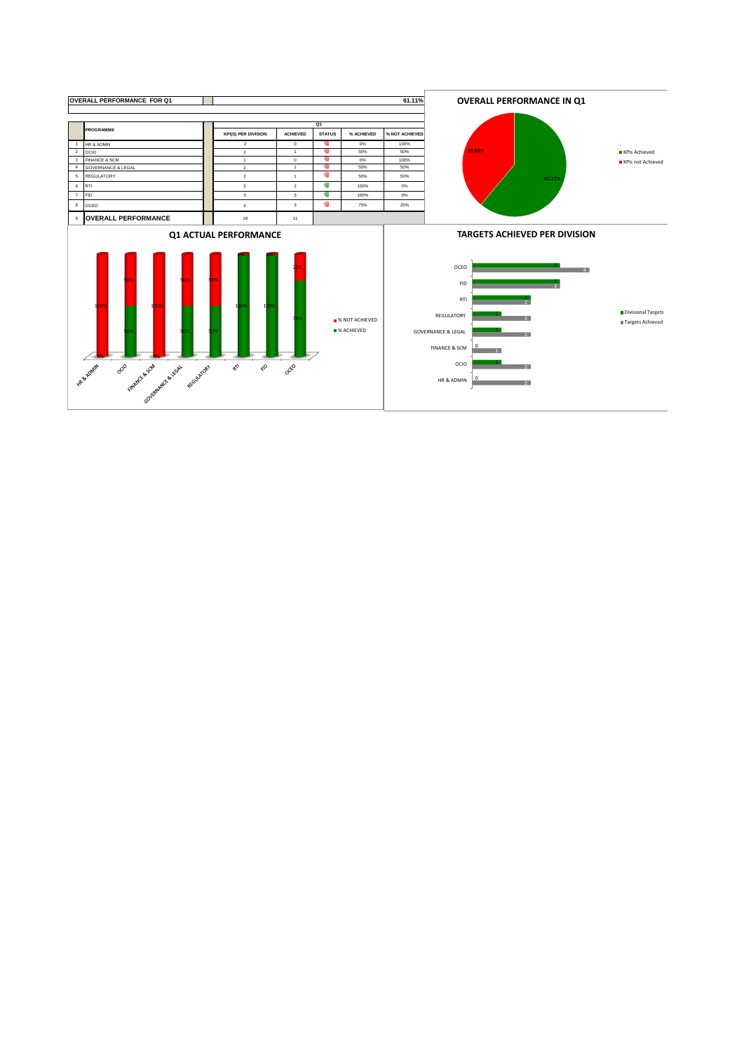**OVERALL PERFORMANCE FOR Q1** — 61.11%

| | PROGRAMME | | Q1 | | | | |
|---|---|---|---|---|---|---|---|
| | | | KPI(S) PER DIVISION | ACHIEVED | STATUS | % ACHIEVED | % NOT ACHIEVED |
| 1 | HR & ADMIN | | 2 | 0 | | 0% | 100% |
| 2 | OCIO | | 2 | 1 | | 50% | 50% |
| 3 | FINANCE & SCM | | 1 | 0 | | 0% | 100% |
| 4 | GOVERNANCE & LEGAL | | 2 | 1 | | 50% | 50% |
| 5 | REGULATORY | | 2 | 1 | | 50% | 50% |
| 6 | RTI | | 2 | 2 | | 100% | 0% |
| 7 | FID | | 3 | 3 | | 100% | 0% |
| 8 | OCEO | | 4 | 3 | | 75% | 25% |
| 9 | **OVERALL PERFORMANCE** | | 18 | 11 | | | |

**OVERALL PERFORMANCE IN Q1**

38.89%
61.11%
KPIs Achieved
KPIs not Achieved

**Q1 ACTUAL PERFORMANCE**

HR & ADMIN, OCIO, FINANCE & SCM, GOVERNANCE & LEGAL, REGULATORY, RTI, FID, OCEO

100% 0% 50% 50% 100% 0% 50% 50% 50% 50% 0% 100% 0% 100% 25% 75%

% NOT ACHIEVED
% ACHIEVED

**TARGETS ACHIEVED PER DIVISION**

OCEO 3 4
FID 3 3
RTI 2 2
REGULATORY 1 2
GOVERNANCE & LEGAL 1 2
FINANCE & SCM 0 1
OCIO 1 2
HR & ADMIN 0 2

Divisional Targets
Targets Achieved